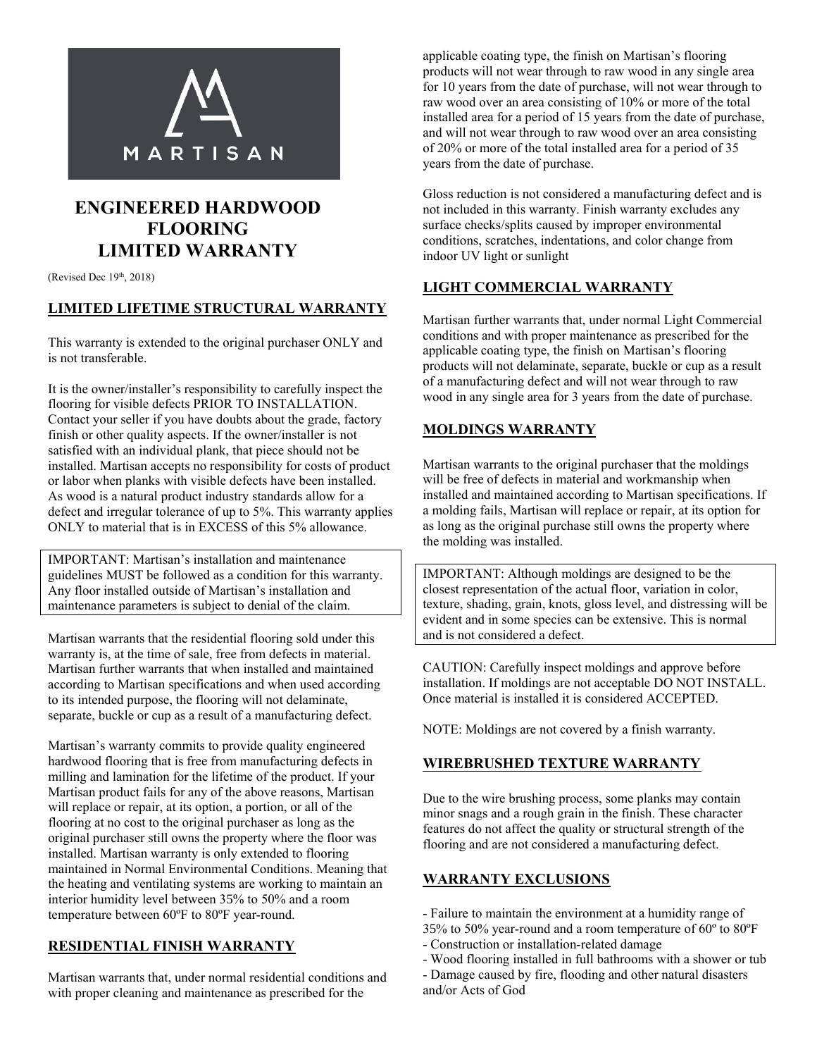MARTISAN

# ENGINEERED HARDWOOD FLOORING LIMITED WARRANTY

(Revised Dec 19th, 2018)

## LIMITED LIFETIME STRUCTURAL WARRANTY

This warranty is extended to the original purchaser ONLY and is not transferable.

It is the owner/installer's responsibility to carefully inspect the flooring for visible defects PRIOR TO INSTALLATION. Contact your seller if you have doubts about the grade, factory finish or other quality aspects. If the owner/installer is not satisfied with an individual plank, that piece should not be installed. Martisan accepts no responsibility for costs of product or labor when planks with visible defects have been installed. As wood is a natural product industry standards allow for a defect and irregular tolerance of up to 5%. This warranty applies ONLY to material that is in EXCESS of this 5% allowance.

IMPORTANT: Martisan's installation and maintenance guidelines MUST be followed as a condition for this warranty. Any floor installed outside of Martisan's installation and maintenance parameters is subject to denial of the claim.

Martisan warrants that the residential flooring sold under this warranty is, at the time of sale, free from defects in material. Martisan further warrants that when installed and maintained according to Martisan specifications and when used according to its intended purpose, the flooring will not delaminate, separate, buckle or cup as a result of a manufacturing defect.

Martisan's warranty commits to provide quality engineered hardwood flooring that is free from manufacturing defects in milling and lamination for the lifetime of the product. If your Martisan product fails for any of the above reasons, Martisan will replace or repair, at its option, a portion, or all of the flooring at no cost to the original purchaser as long as the original purchaser still owns the property where the floor was installed. Martisan warranty is only extended to flooring maintained in Normal Environmental Conditions. Meaning that the heating and ventilating systems are working to maintain an interior humidity level between 35% to 50% and a room temperature between 60ºF to 80ºF year-round.

## RESIDENTIAL FINISH WARRANTY

Martisan warrants that, under normal residential conditions and with proper cleaning and maintenance as prescribed for the applicable coating type, the finish on Martisan's flooring products will not wear through to raw wood in any single area for 10 years from the date of purchase, will not wear through to raw wood over an area consisting of 10% or more of the total installed area for a period of 15 years from the date of purchase, and will not wear through to raw wood over an area consisting of 20% or more of the total installed area for a period of 35 years from the date of purchase.

Gloss reduction is not considered a manufacturing defect and is not included in this warranty. Finish warranty excludes any surface checks/splits caused by improper environmental conditions, scratches, indentations, and color change from indoor UV light or sunlight

## LIGHT COMMERCIAL WARRANTY

Martisan further warrants that, under normal Light Commercial conditions and with proper maintenance as prescribed for the applicable coating type, the finish on Martisan's flooring products will not delaminate, separate, buckle or cup as a result of a manufacturing defect and will not wear through to raw wood in any single area for 3 years from the date of purchase.

## MOLDINGS WARRANTY

Martisan warrants to the original purchaser that the moldings will be free of defects in material and workmanship when installed and maintained according to Martisan specifications. If a molding fails, Martisan will replace or repair, at its option for as long as the original purchase still owns the property where the molding was installed.

IMPORTANT: Although moldings are designed to be the closest representation of the actual floor, variation in color, texture, shading, grain, knots, gloss level, and distressing will be evident and in some species can be extensive. This is normal and is not considered a defect.

CAUTION: Carefully inspect moldings and approve before installation. If moldings are not acceptable DO NOT INSTALL. Once material is installed it is considered ACCEPTED.

NOTE: Moldings are not covered by a finish warranty.

## WIREBRUSHED TEXTURE WARRANTY

Due to the wire brushing process, some planks may contain minor snags and a rough grain in the finish. These character features do not affect the quality or structural strength of the flooring and are not considered a manufacturing defect.

## WARRANTY EXCLUSIONS

- Failure to maintain the environment at a humidity range of 35% to 50% year-round and a room temperature of 60º to 80ºF
- Construction or installation-related damage
- Wood flooring installed in full bathrooms with a shower or tub
- Damage caused by fire, flooding and other natural disasters and/or Acts of God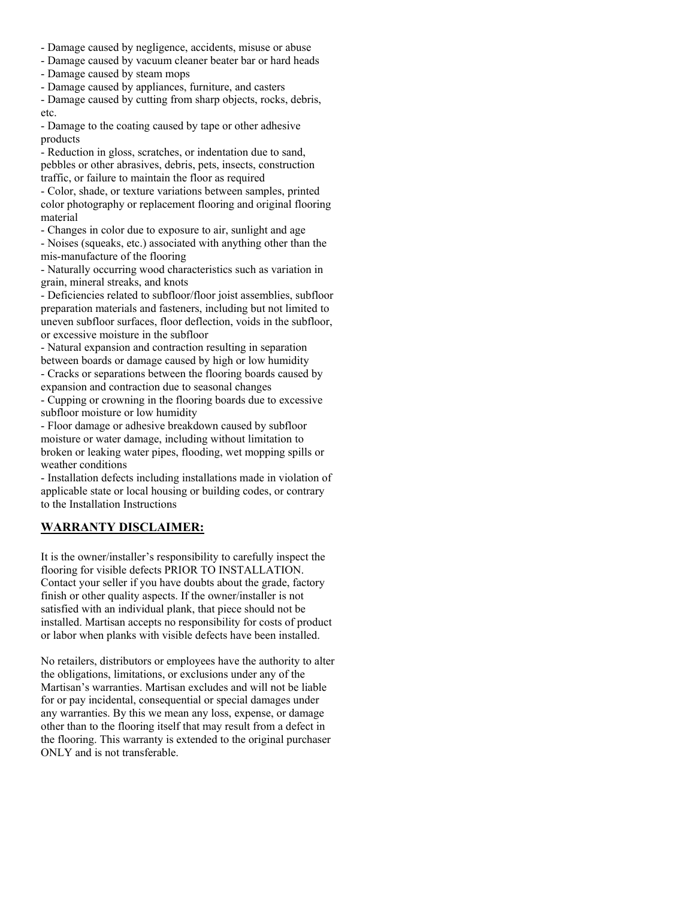- Damage caused by negligence, accidents, misuse or abuse
- Damage caused by vacuum cleaner beater bar or hard heads
- Damage caused by steam mops
- Damage caused by appliances, furniture, and casters
- Damage caused by cutting from sharp objects, rocks, debris, etc.
- Damage to the coating caused by tape or other adhesive products
- Reduction in gloss, scratches, or indentation due to sand, pebbles or other abrasives, debris, pets, insects, construction traffic, or failure to maintain the floor as required
- Color, shade, or texture variations between samples, printed color photography or replacement flooring and original flooring material
- Changes in color due to exposure to air, sunlight and age
- Noises (squeaks, etc.) associated with anything other than the mis-manufacture of the flooring
- Naturally occurring wood characteristics such as variation in grain, mineral streaks, and knots
- Deficiencies related to subfloor/floor joist assemblies, subfloor preparation materials and fasteners, including but not limited to uneven subfloor surfaces, floor deflection, voids in the subfloor, or excessive moisture in the subfloor
- Natural expansion and contraction resulting in separation between boards or damage caused by high or low humidity
- Cracks or separations between the flooring boards caused by expansion and contraction due to seasonal changes
- Cupping or crowning in the flooring boards due to excessive subfloor moisture or low humidity
- Floor damage or adhesive breakdown caused by subfloor moisture or water damage, including without limitation to broken or leaking water pipes, flooding, wet mopping spills or weather conditions
- Installation defects including installations made in violation of applicable state or local housing or building codes, or contrary to the Installation Instructions

## WARRANTY DISCLAIMER:

It is the owner/installer's responsibility to carefully inspect the flooring for visible defects PRIOR TO INSTALLATION. Contact your seller if you have doubts about the grade, factory finish or other quality aspects. If the owner/installer is not satisfied with an individual plank, that piece should not be installed. Martisan accepts no responsibility for costs of product or labor when planks with visible defects have been installed.

No retailers, distributors or employees have the authority to alter the obligations, limitations, or exclusions under any of the Martisan's warranties. Martisan excludes and will not be liable for or pay incidental, consequential or special damages under any warranties. By this we mean any loss, expense, or damage other than to the flooring itself that may result from a defect in the flooring. This warranty is extended to the original purchaser ONLY and is not transferable.